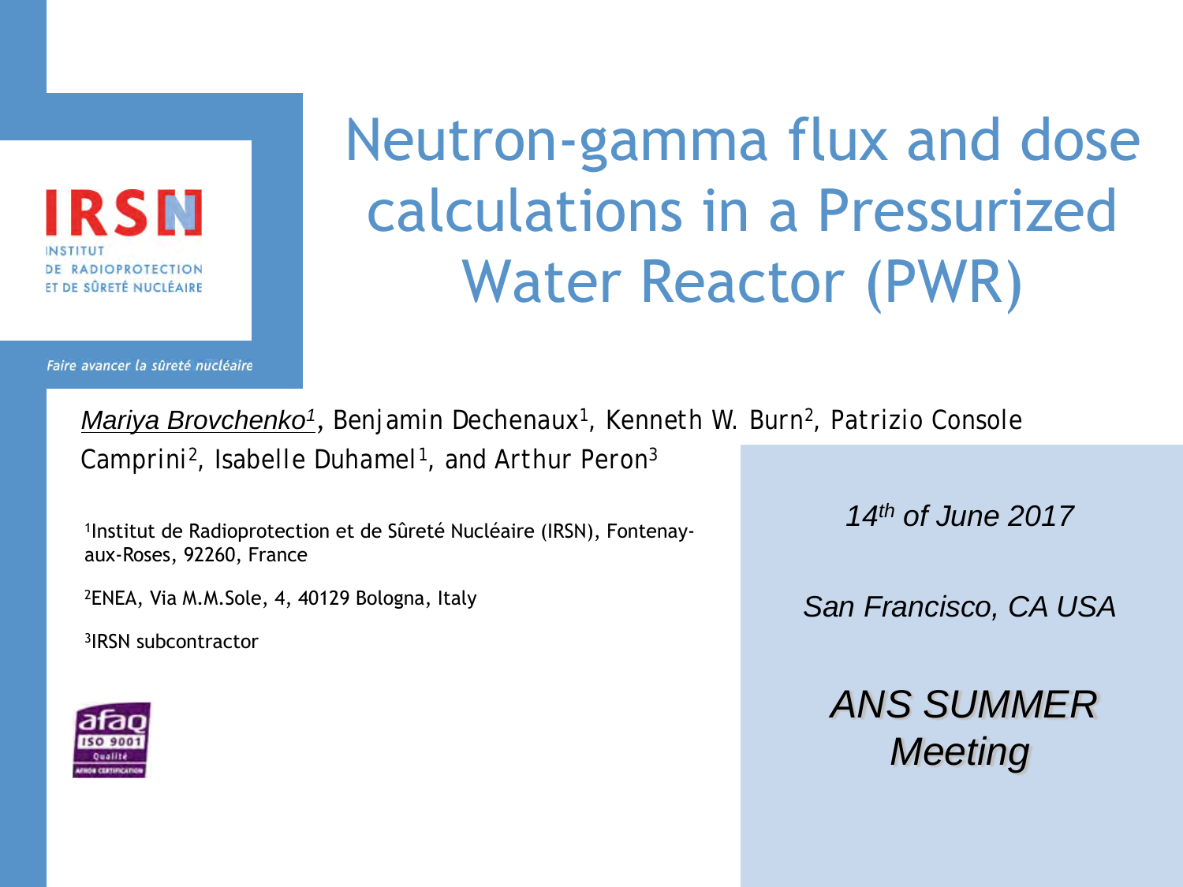IRSN

INSTITUT DE RADIOPROTECTION ET DE SÛRETÉ NUCLÉAIRE

*Faire avancer la sûreté nucléaire*

# Neutron-gamma flux and dose calculations in a Pressurized Water Reactor (PWR)

*Mariya Brovchenko*[1], Benjamin Dechenaux[1], Kenneth W. Burn[2], Patrizio Console Camprini[2], Isabelle Duhamel[1], and Arthur Peron[3]

[1]Institut de Radioprotection et de Sûreté Nucléaire (IRSN), Fontenay-aux-Roses, 92260, France

[2]ENEA, Via M.M.Sole, 4, 40129 Bologna, Italy

[3]IRSN subcontractor

*14th of June 2017*

*San Francisco, CA USA*

*ANS SUMMER Meeting*

afaq ISO 9001 Qualité AFNOR CERTIFICATION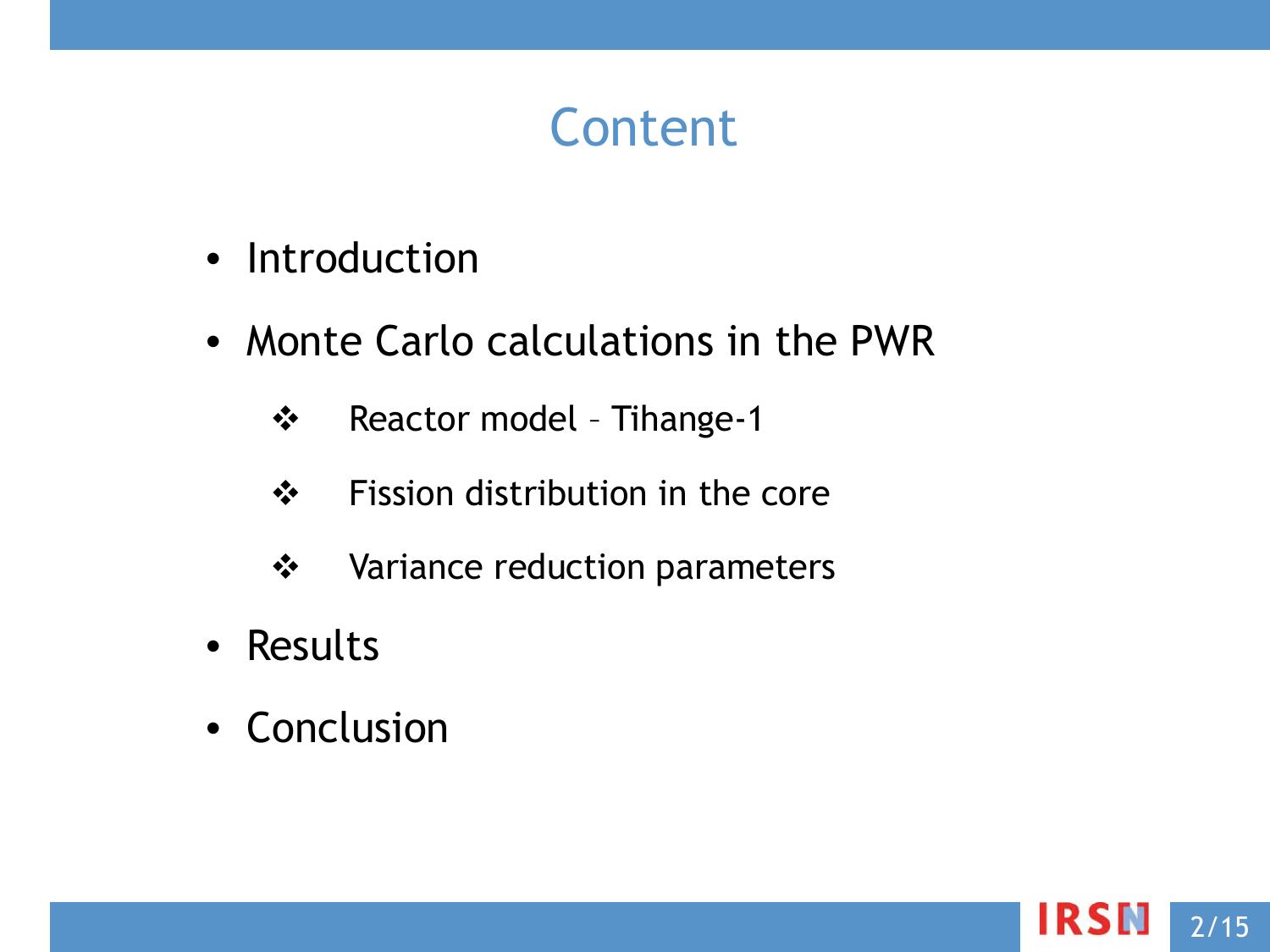# Content

- Introduction
- Monte Carlo calculations in the PWR
  - Reactor model – Tihange-1
  - Fission distribution in the core
  - Variance reduction parameters
- Results
- Conclusion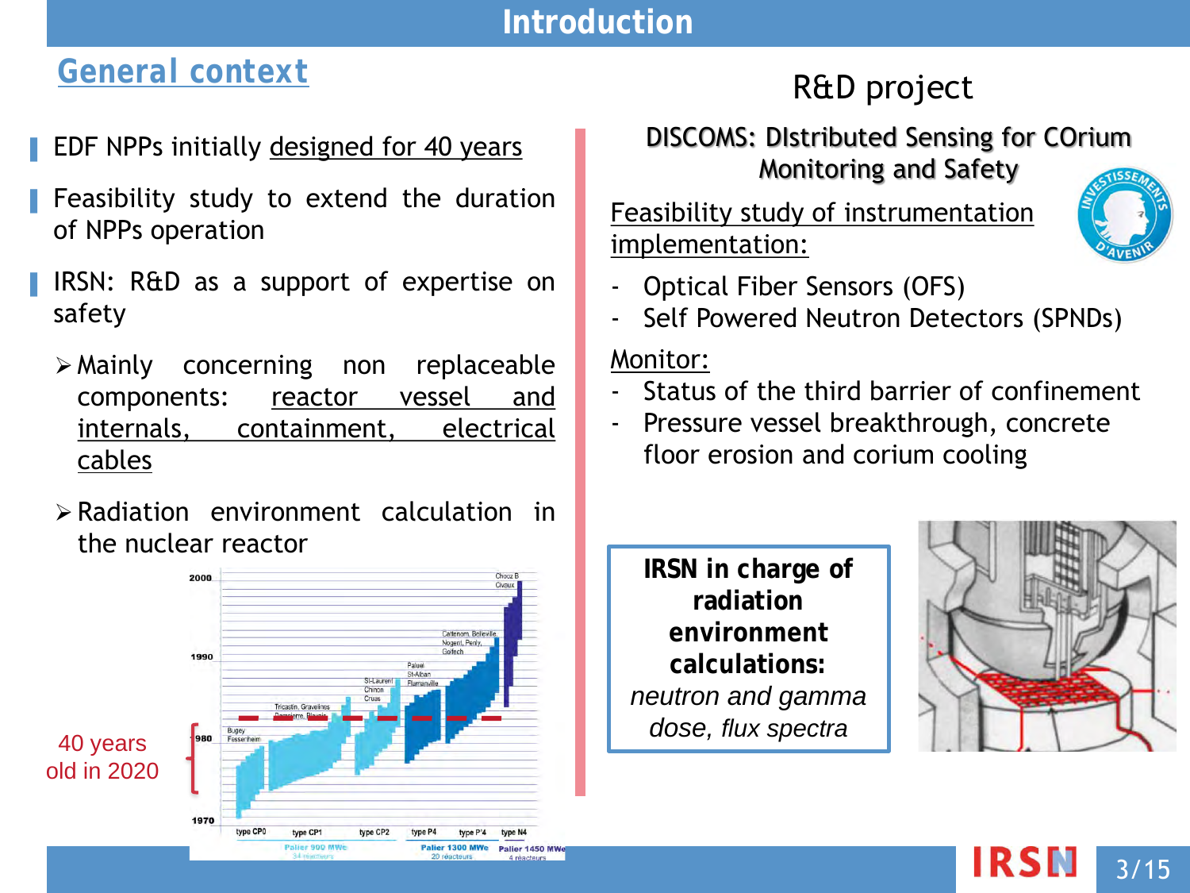# Introduction

## General context

- EDF NPPs initially designed for 40 years
- Feasibility study to extend the duration of NPPs operation
- IRSN: R&D as a support of expertise on safety
  - Mainly concerning non replaceable components: reactor vessel and internals, containment, electrical cables
  - Radiation environment calculation in the nuclear reactor

40 years old in 2020

## R&D project

**DISCOMS: DIstributed Sensing for COrium Monitoring and Safety**

Feasibility study of instrumentation implementation:

- Optical Fiber Sensors (OFS)
- Self Powered Neutron Detectors (SPNDs)

Monitor:

- Status of the third barrier of confinement
- Pressure vessel breakthrough, concrete floor erosion and corium cooling

**IRSN in charge of radiation environment calculations:**
*neutron and gamma dose, flux spectra*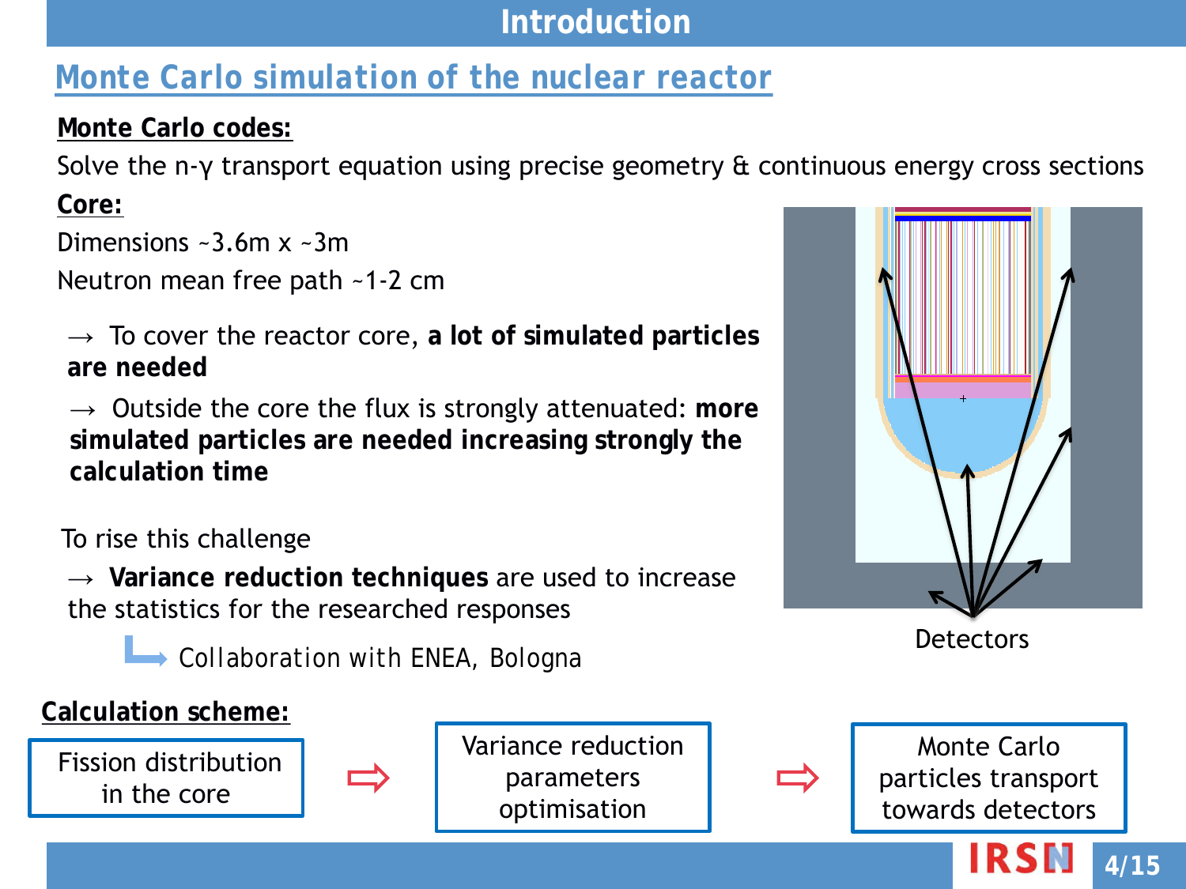# Introduction

## Monte Carlo simulation of the nuclear reactor

**Monte Carlo codes:**

Solve the n-γ transport equation using precise geometry & continuous energy cross sections

**Core:**

Dimensions ~3.6m x ~3m

Neutron mean free path ~1-2 cm

→ To cover the reactor core, **a lot of simulated particles are needed**

→ Outside the core the flux is strongly attenuated: **more simulated particles are needed increasing strongly the calculation time**

To rise this challenge

→ **Variance reduction techniques** are used to increase the statistics for the researched responses

↳ Collaboration with ENEA, Bologna

Detectors

**Calculation scheme:**

Fission distribution in the core ⇨ Variance reduction parameters optimisation ⇨ Monte Carlo particles transport towards detectors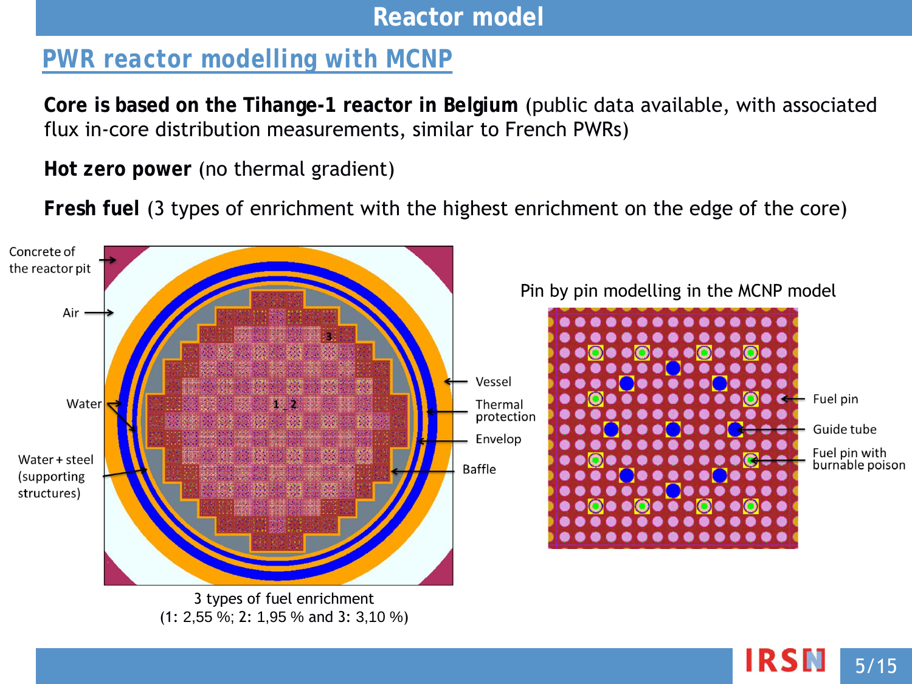# Reactor model

## PWR reactor modelling with MCNP

**Core is based on the Tihange-1 reactor in Belgium** (public data available, with associated flux in-core distribution measurements, similar to French PWRs)

**Hot zero power** (no thermal gradient)

**Fresh fuel** (3 types of enrichment with the highest enrichment on the edge of the core)

Concrete of the reactor pit

Air

Water

Water + steel (supporting structures)

Vessel

Thermal protection

Envelop

Baffle

3 types of fuel enrichment
(1: 2,55 %; 2: 1,95 % and 3: 3,10 %)

Pin by pin modelling in the MCNP model

Fuel pin

Guide tube

Fuel pin with burnable poison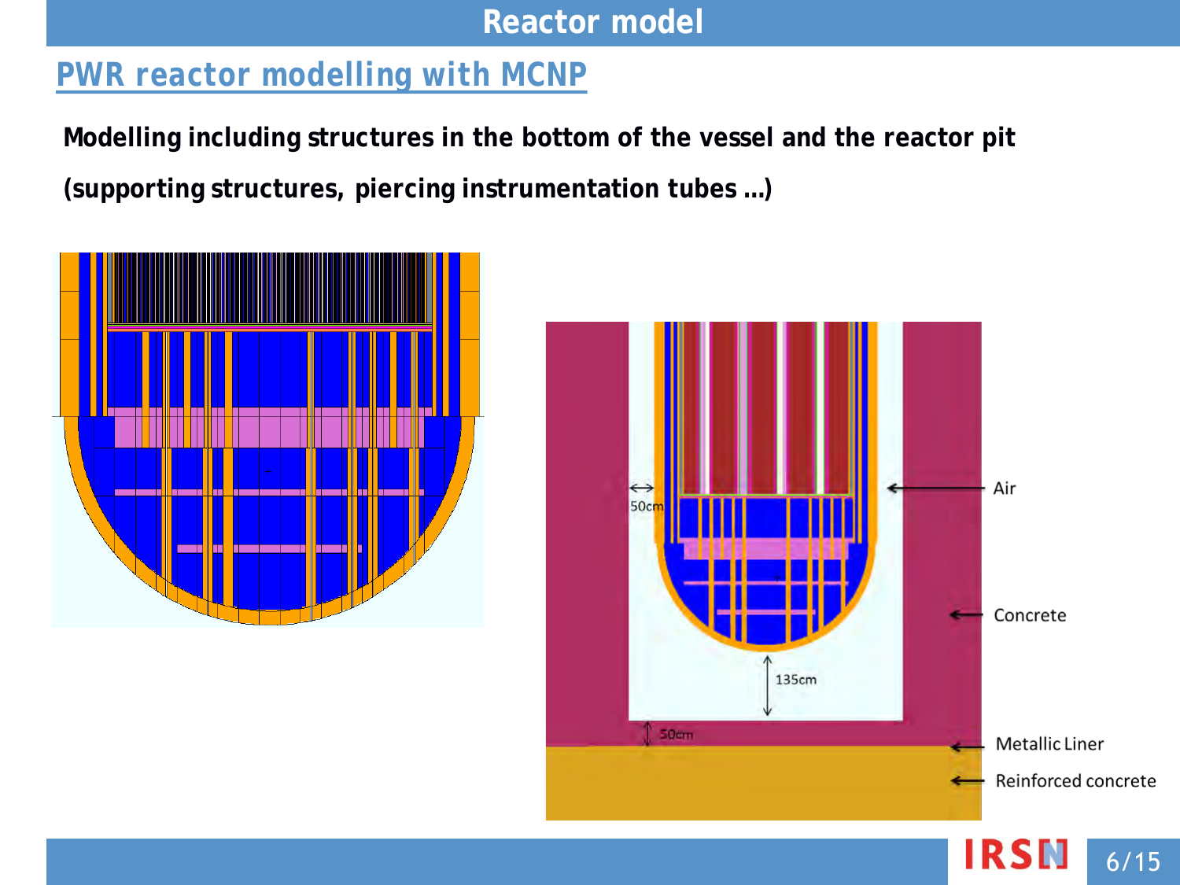## Reactor model

### PWR reactor modelling with MCNP

**Modelling including structures in the bottom of the vessel and the reactor pit**

**(supporting structures, piercing instrumentation tubes ...)**

50cm

135cm

50cm

Air

Concrete

Metallic Liner

Reinforced concrete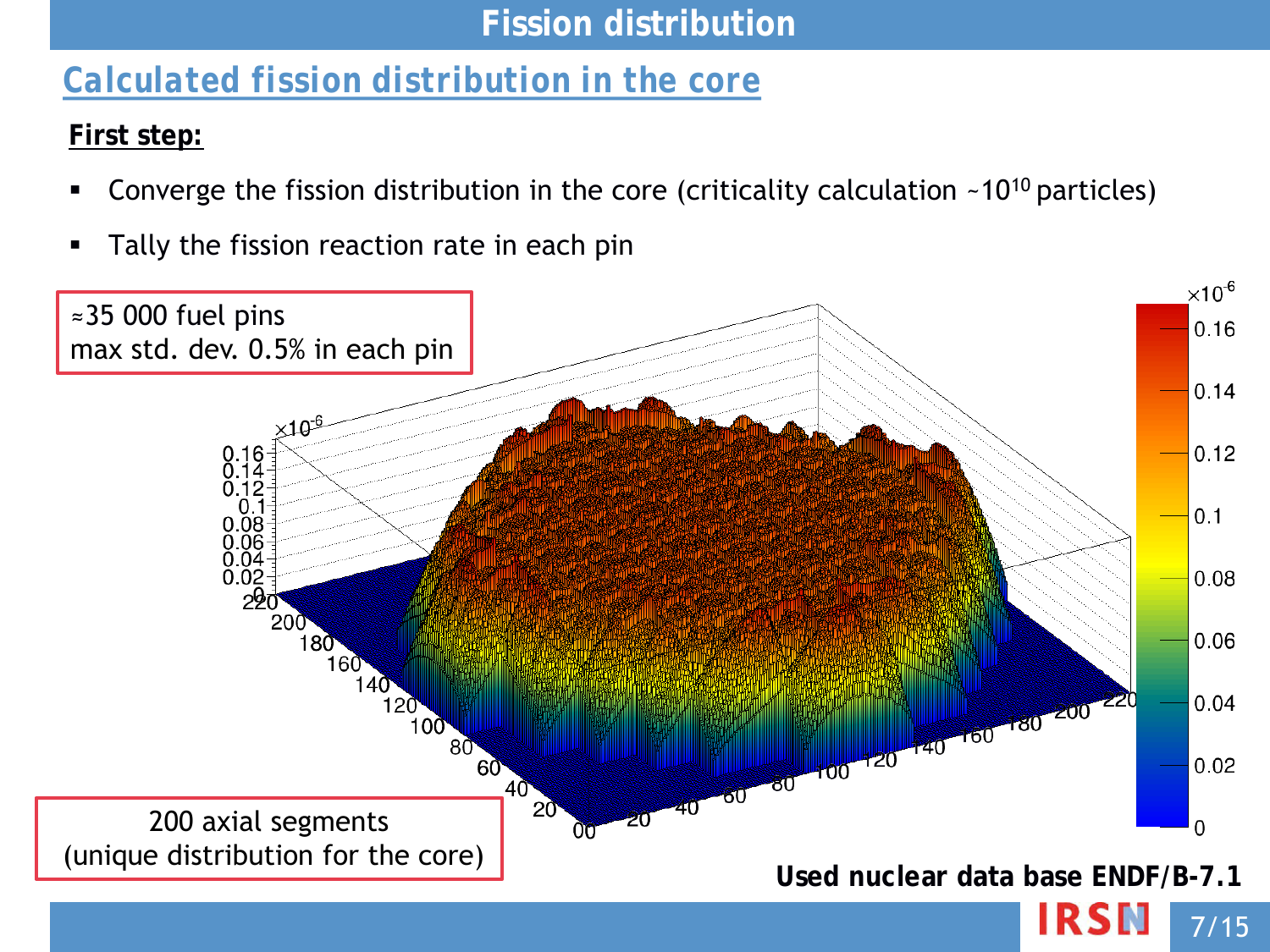# Fission distribution

## Calculated fission distribution in the core

**First step:**

- Converge the fission distribution in the core (criticality calculation ~$10^{10}$ particles)
- Tally the fission reaction rate in each pin

≈35 000 fuel pins
max std. dev. 0.5% in each pin

200 axial segments
(unique distribution for the core)

**Used nuclear data base ENDF/B-7.1**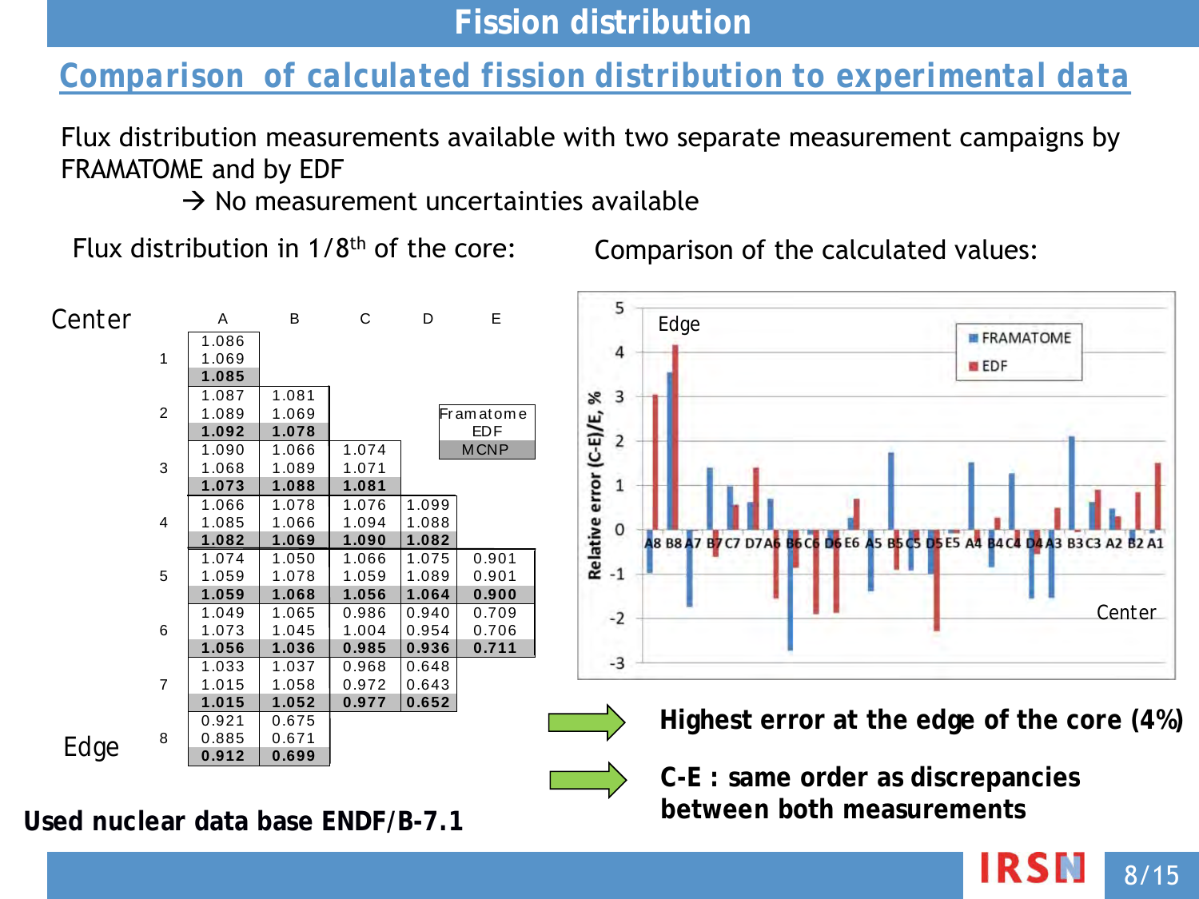# Fission distribution

## Comparison of calculated fission distribution to experimental data

Flux distribution measurements available with two separate measurement campaigns by FRAMATOME and by EDF

→ No measurement uncertainties available

Flux distribution in 1/8th of the core:

Center

| | A | B | C | D | E |
|---|---|---|---|---|---|
| 1 | 1.086<br>1.069<br>**1.085** | | | | |
| 2 | 1.087<br>1.089<br>**1.092** | 1.081<br>1.069<br>**1.078** | | | |
| 3 | 1.090<br>1.068<br>**1.073** | 1.066<br>1.089<br>**1.088** | 1.074<br>1.071<br>**1.081** | | |
| 4 | 1.066<br>1.085<br>**1.082** | 1.078<br>1.066<br>**1.069** | 1.076<br>1.094<br>**1.090** | 1.099<br>1.088<br>**1.082** | |
| 5 | 1.074<br>1.059<br>**1.059** | 1.050<br>1.078<br>**1.068** | 1.066<br>1.059<br>**1.056** | 1.075<br>1.089<br>**1.064** | 0.901<br>0.901<br>**0.900** |
| 6 | 1.049<br>1.073<br>**1.056** | 1.065<br>1.045<br>**1.036** | 0.986<br>1.004<br>**0.985** | 0.940<br>0.954<br>**0.936** | 0.709<br>0.706<br>**0.711** |
| 7 | 1.033<br>1.015<br>**1.015** | 1.037<br>1.058<br>**1.052** | 0.968<br>0.972<br>**0.977** | 0.648<br>0.643<br>**0.652** | |
| 8 | 0.921<br>0.885<br>**0.912** | 0.675<br>0.671<br>**0.699** | | | |

Edge

Legend: Framatome / EDF / **MCNP**

Comparison of the calculated values:

→ **Highest error at the edge of the core (4%)**

→ **C-E : same order as discrepancies between both measurements**

**Used nuclear data base ENDF/B-7.1**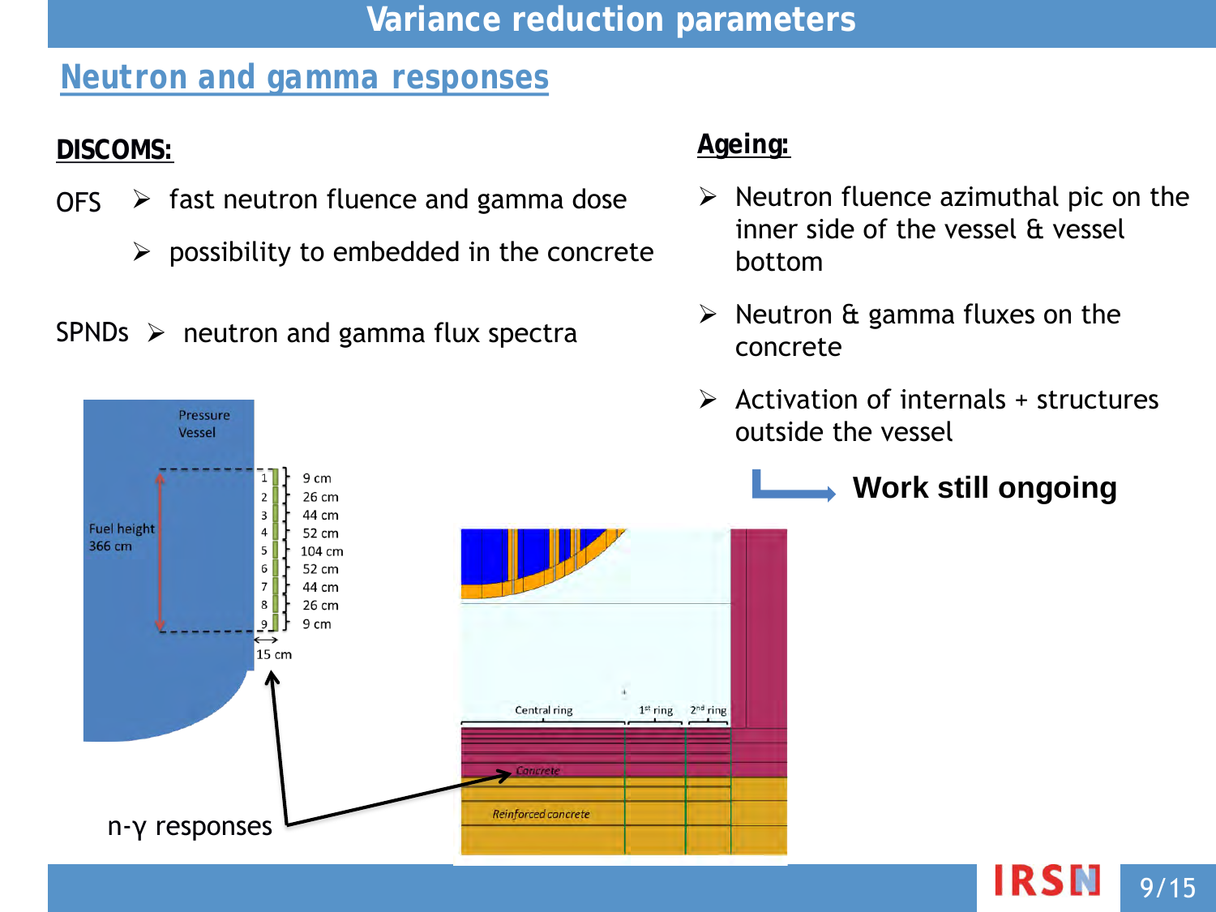# Variance reduction parameters

## Neutron and gamma responses

**DISCOMS:**

OFS
- fast neutron fluence and gamma dose
- possibility to embedded in the concrete

SPNDs
- neutron and gamma flux spectra

**Ageing:**

- Neutron fluence azimuthal pic on the inner side of the vessel & vessel bottom
- Neutron & gamma fluxes on the concrete
- Activation of internals + structures outside the vessel

→ **Work still ongoing**

n-γ responses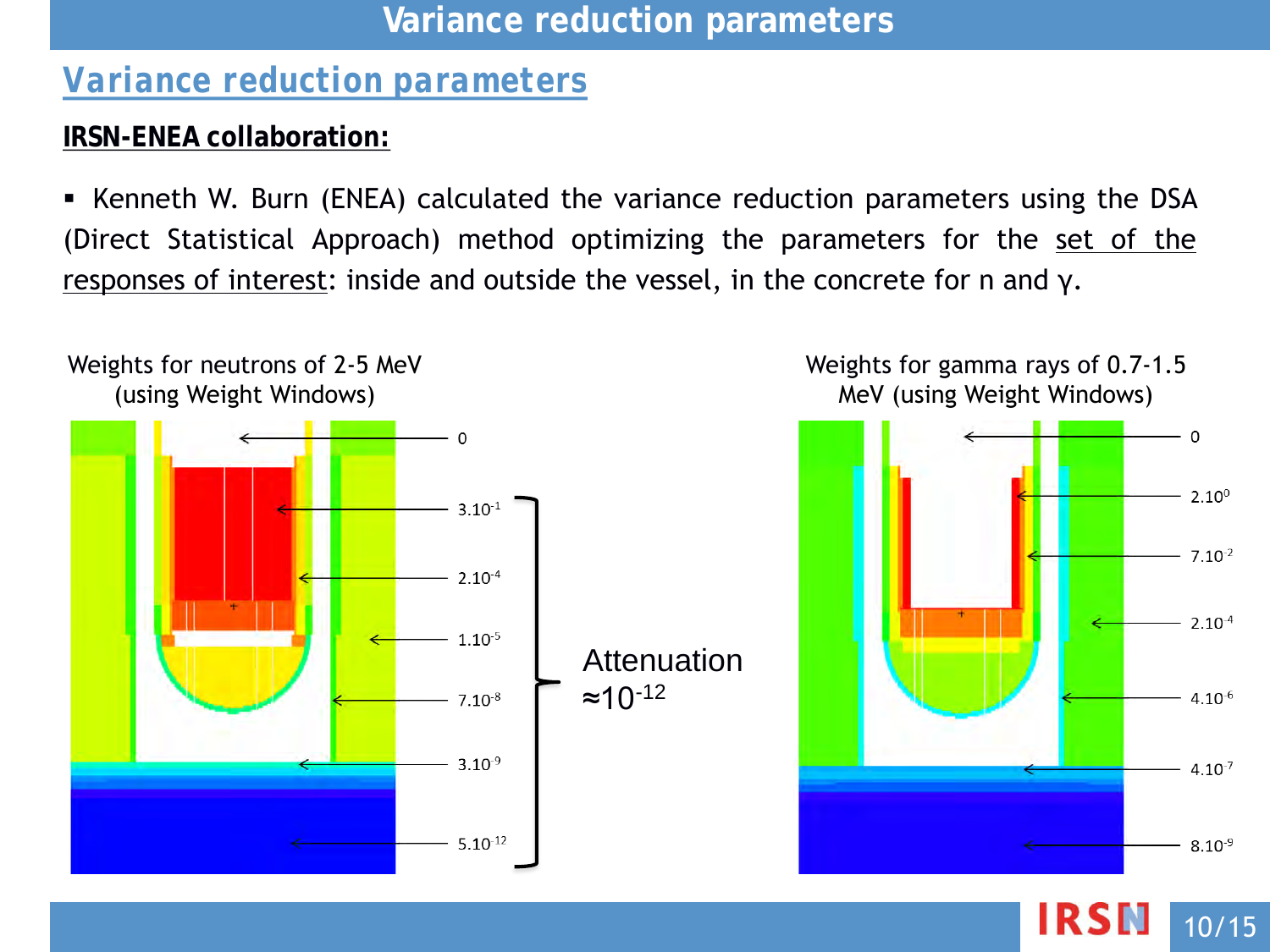## Variance reduction parameters

**IRSN-ENEA collaboration:**

- Kenneth W. Burn (ENEA) calculated the variance reduction parameters using the DSA (Direct Statistical Approach) method optimizing the parameters for the set of the responses of interest: inside and outside the vessel, in the concrete for n and γ.

Weights for neutrons of 2-5 MeV (using Weight Windows)

0

$3.10^{-1}$

$2.10^{-4}$

$1.10^{-5}$

$7.10^{-8}$

$3.10^{-9}$

$5.10^{-12}$

Attenuation $\approx 10^{-12}$

Weights for gamma rays of 0.7-1.5 MeV (using Weight Windows)

0

$2.10^{0}$

$7.10^{-2}$

$2.10^{-4}$

$4.10^{-6}$

$4.10^{-7}$

$8.10^{-9}$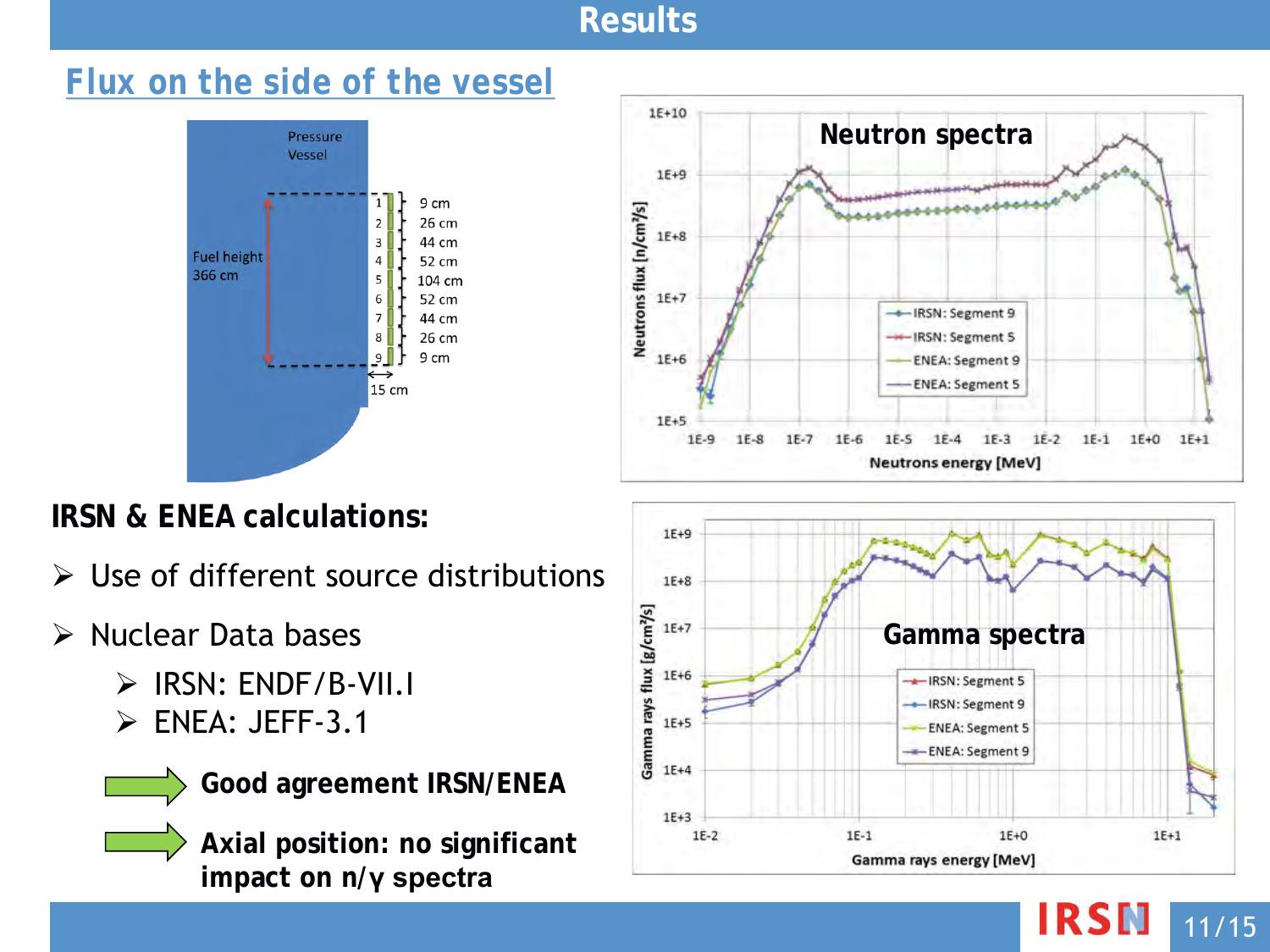# Results

## Flux on the side of the vessel

Pressure Vessel

Fuel height 366 cm

| Segment | Height |
|---|---|
| 1 | 9 cm |
| 2 | 26 cm |
| 3 | 44 cm |
| 4 | 52 cm |
| 5 | 104 cm |
| 6 | 52 cm |
| 7 | 44 cm |
| 8 | 26 cm |
| 9 | 9 cm |

15 cm

**Neutron spectra**

Neutrons flux [n/cm²/s] vs. Neutrons energy [MeV]

- IRSN: Segment 9
- IRSN: Segment 5
- ENEA: Segment 9
- ENEA: Segment 5

**Gamma spectra**

Gamma rays flux [g/cm²/s] vs. Gamma rays energy [MeV]

- IRSN: Segment 5
- IRSN: Segment 9
- ENEA: Segment 5
- ENEA: Segment 9

### IRSN & ENEA calculations:

- Use of different source distributions
- Nuclear Data bases
  - IRSN: ENDF/B-VII.I
  - ENEA: JEFF-3.1

**Good agreement IRSN/ENEA**

**Axial position: no significant impact on n/γ spectra**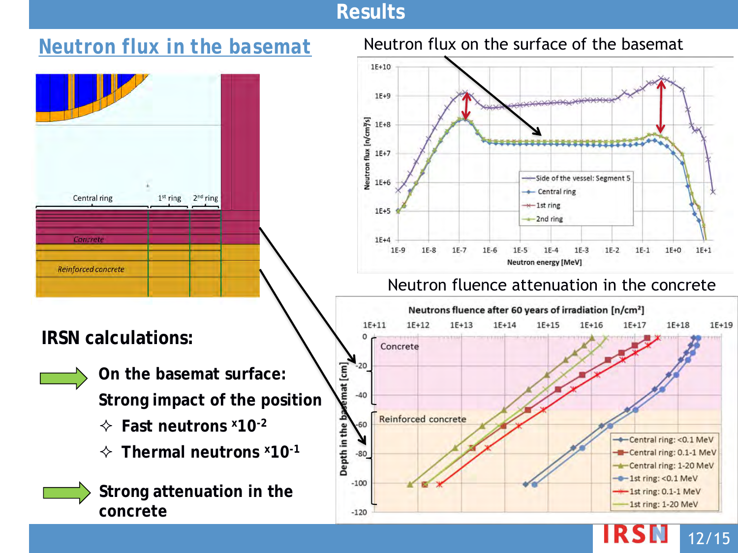# Results

## Neutron flux in the basemat

Neutron flux on the surface of the basemat

Neutron fluence attenuation in the concrete

**IRSN calculations:**

- **On the basemat surface: Strong impact of the position**
  - ✧ **Fast neutrons $\times 10^{-2}$**
  - ✧ **Thermal neutrons $\times 10^{-1}$**
- **Strong attenuation in the concrete**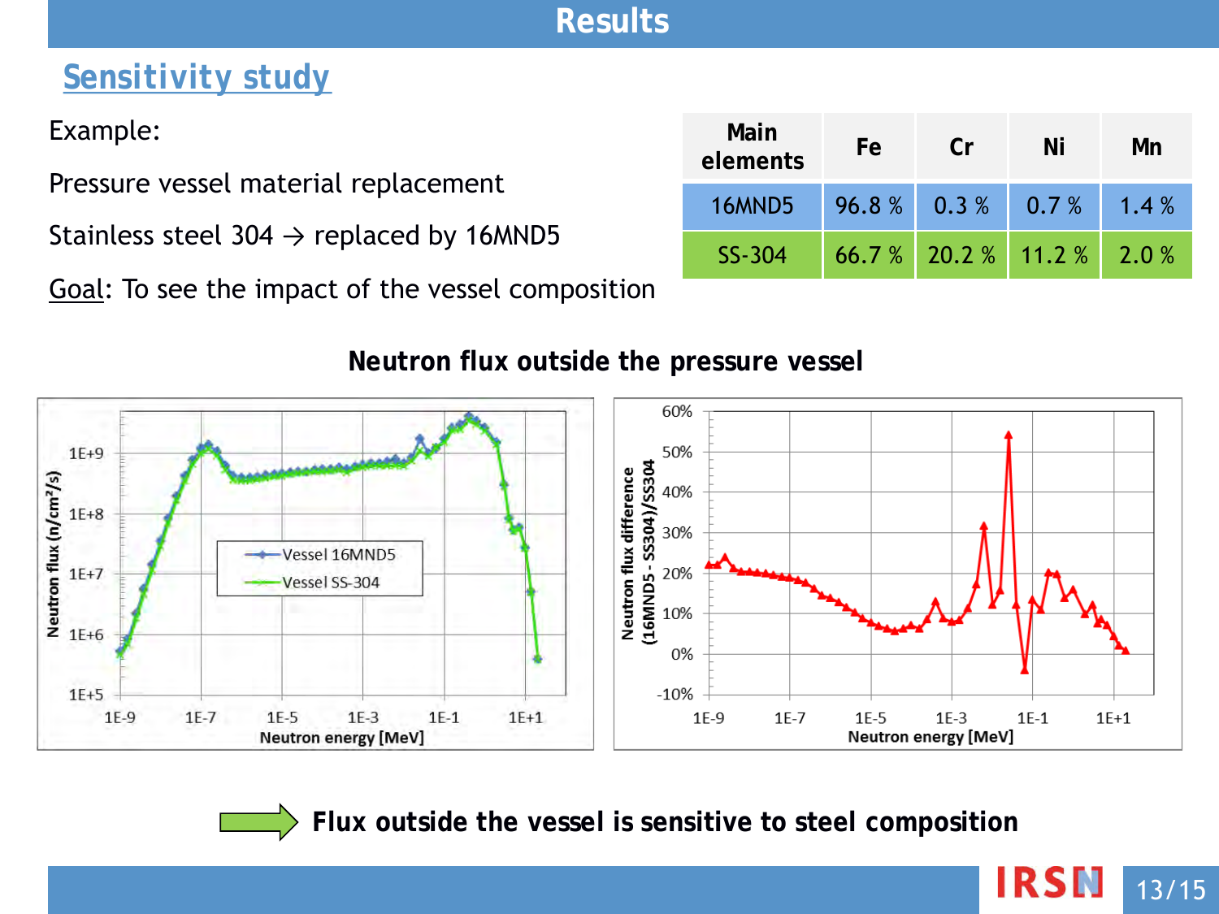# Results

## Sensitivity study

Example:

Pressure vessel material replacement

Stainless steel 304 → replaced by 16MND5

Goal: To see the impact of the vessel composition

| Main elements | Fe | Cr | Ni | Mn |
|---|---|---|---|---|
| 16MND5 | 96.8 % | 0.3 % | 0.7 % | 1.4 % |
| SS-304 | 66.7 % | 20.2 % | 11.2 % | 2.0 % |

**Neutron flux outside the pressure vessel**

**Flux outside the vessel is sensitive to steel composition**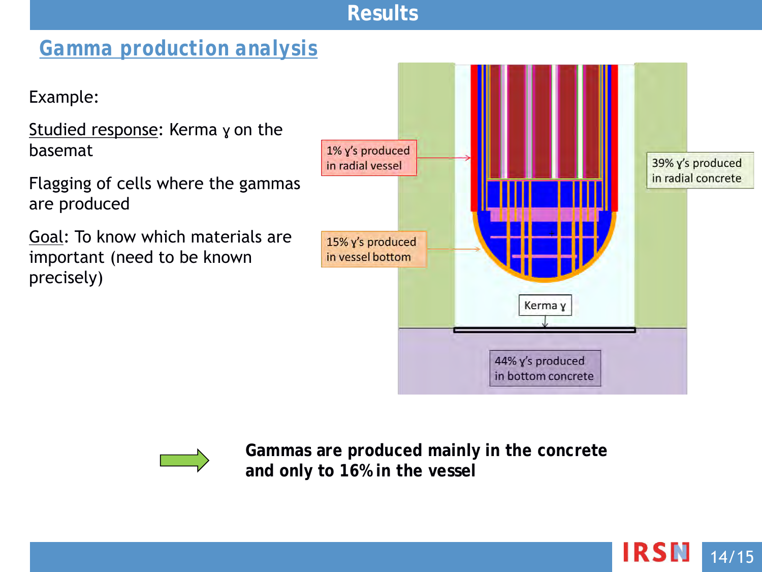# Results

## Gamma production analysis

Example:

Studied response: Kerma γ on the basemat

Flagging of cells where the gammas are produced

Goal: To know which materials are important (need to be known precisely)

1% γ's produced in radial vessel

15% γ's produced in vessel bottom

39% γ's produced in radial concrete

Kerma γ

44% γ's produced in bottom concrete

**Gammas are produced mainly in the concrete and only to 16% in the vessel**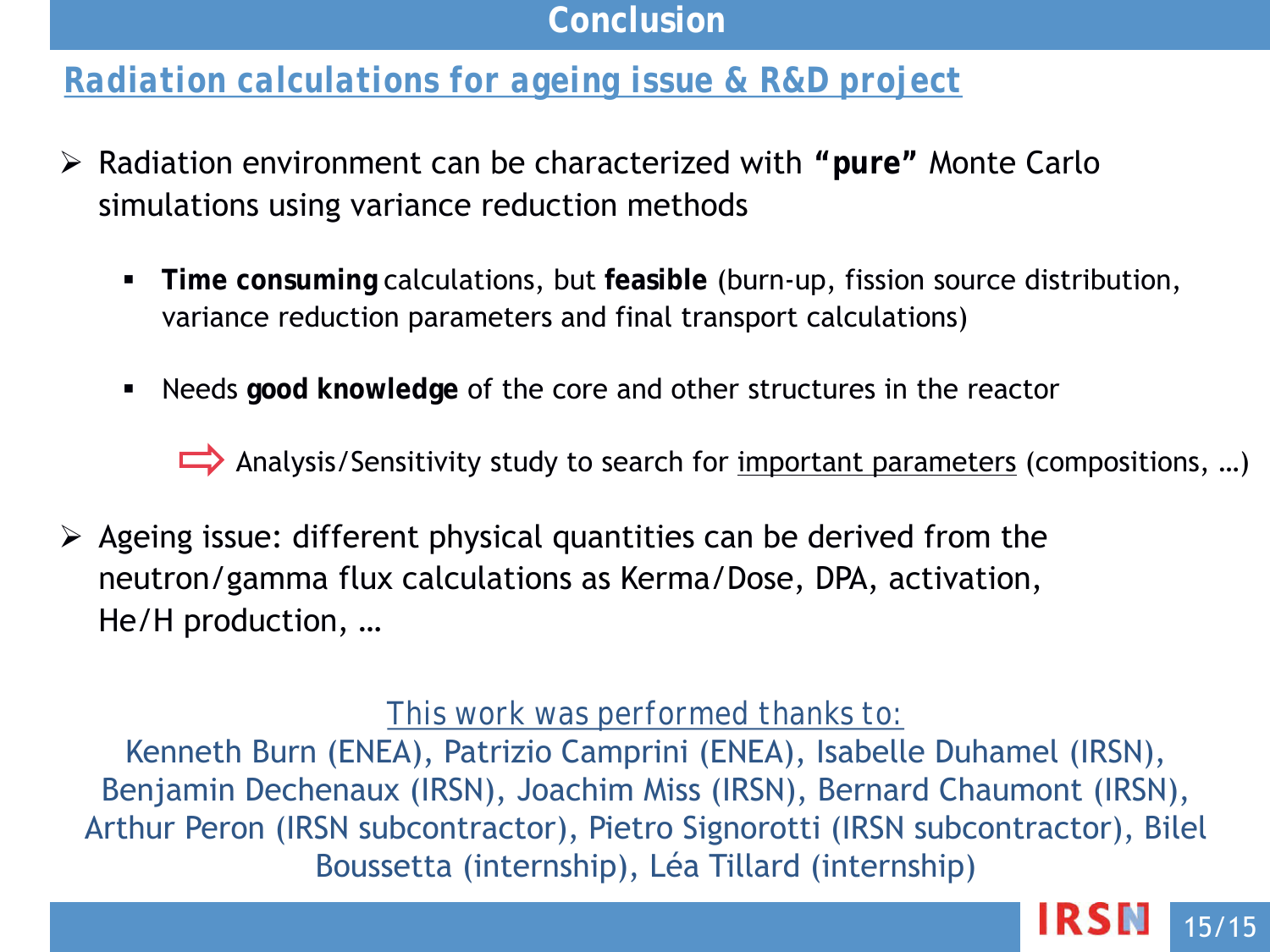# Conclusion

## Radiation calculations for ageing issue & R&D project

- Radiation environment can be characterized with **"pure"** Monte Carlo simulations using variance reduction methods
  - **Time consuming** calculations, but **feasible** (burn-up, fission source distribution, variance reduction parameters and final transport calculations)
  - Needs **good knowledge** of the core and other structures in the reactor

    ⇨ Analysis/Sensitivity study to search for important parameters (compositions, …)

- Ageing issue: different physical quantities can be derived from the neutron/gamma flux calculations as Kerma/Dose, DPA, activation, He/H production, …

This work was performed thanks to:

Kenneth Burn (ENEA), Patrizio Camprini (ENEA), Isabelle Duhamel (IRSN), Benjamin Dechenaux (IRSN), Joachim Miss (IRSN), Bernard Chaumont (IRSN), Arthur Peron (IRSN subcontractor), Pietro Signorotti (IRSN subcontractor), Bilel Boussetta (internship), Léa Tillard (internship)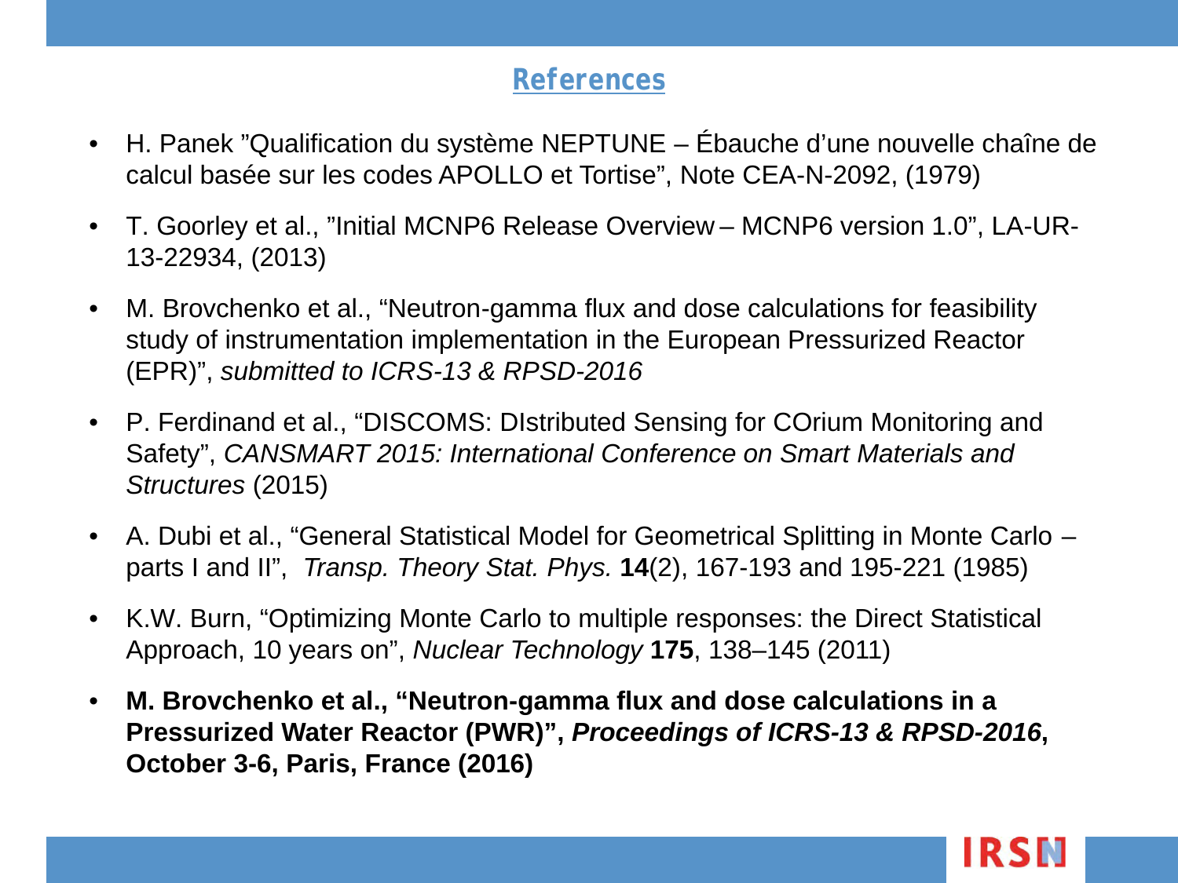## References

- H. Panek ”Qualification du système NEPTUNE – Ébauche d’une nouvelle chaîne de calcul basée sur les codes APOLLO et Tortise”, Note CEA-N-2092, (1979)
- T. Goorley et al., ”Initial MCNP6 Release Overview – MCNP6 version 1.0”, LA-UR-13-22934, (2013)
- M. Brovchenko et al., “Neutron-gamma flux and dose calculations for feasibility study of instrumentation implementation in the European Pressurized Reactor (EPR)”, *submitted to ICRS-13 & RPSD-2016*
- P. Ferdinand et al., “DISCOMS: DIstributed Sensing for COrium Monitoring and Safety”, *CANSMART 2015: International Conference on Smart Materials and Structures* (2015)
- A. Dubi et al., “General Statistical Model for Geometrical Splitting in Monte Carlo – parts I and II”, *Transp. Theory Stat. Phys.* **14**(2), 167-193 and 195-221 (1985)
- K.W. Burn, “Optimizing Monte Carlo to multiple responses: the Direct Statistical Approach, 10 years on”, *Nuclear Technology* **175**, 138–145 (2011)
- **M. Brovchenko et al., “Neutron-gamma flux and dose calculations in a Pressurized Water Reactor (PWR)”, *Proceedings of ICRS-13 & RPSD-2016*, October 3-6, Paris, France (2016)**